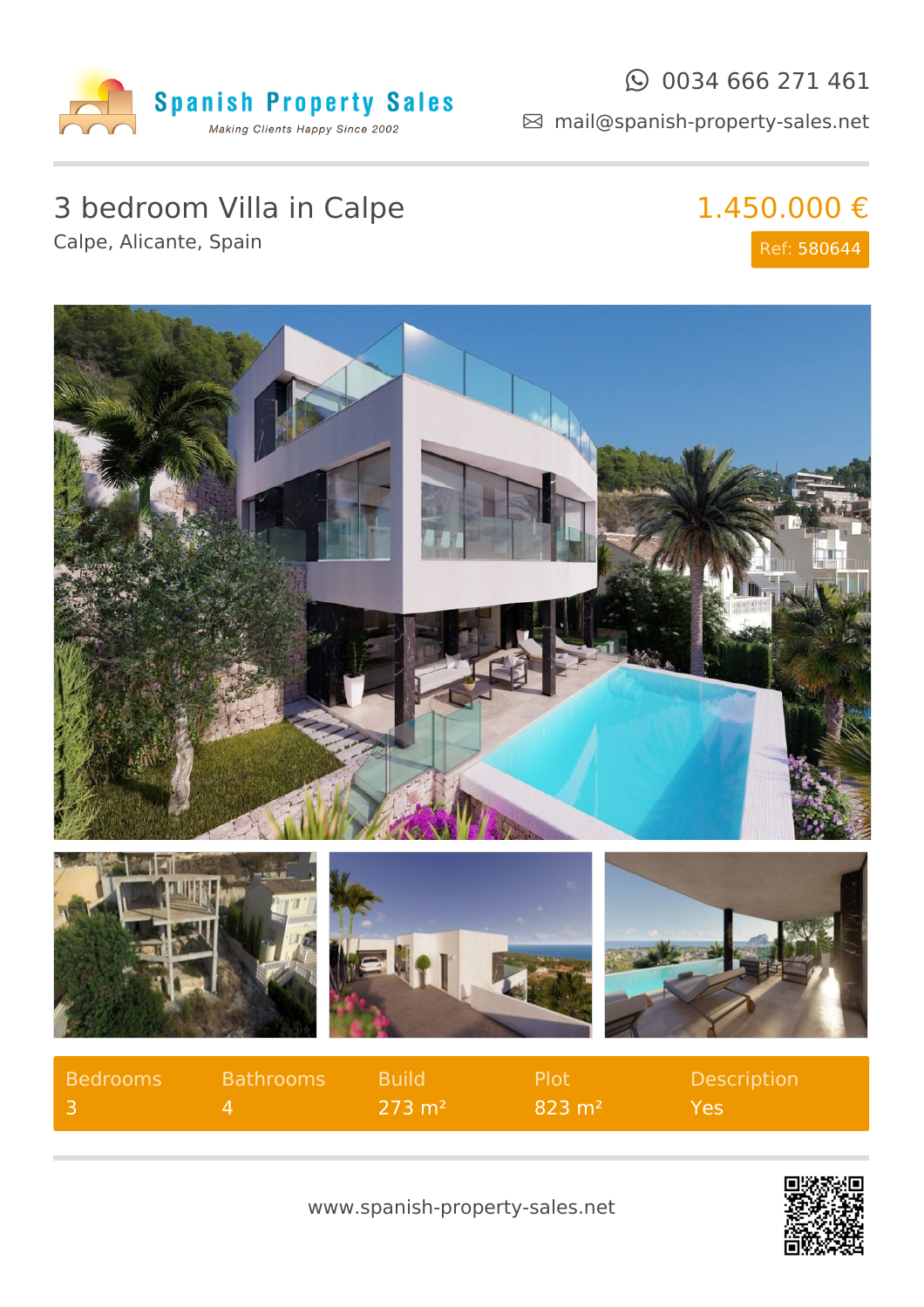Spanish Property Sales

*Making Clients Happy Since 2002*

0034 666 271 461

mail@spanish-property-sales.net

# 3 bedroom Villa in Calpe

Calpe, Alicante, Spain

**1.450.000 €**

Ref: 580644

| Bedrooms | Bathrooms | Build | Plot | Description |
|---|---|---|---|---|
| 3 | 4 | 273 m² | 823 m² | Yes |

www.spanish-property-sales.net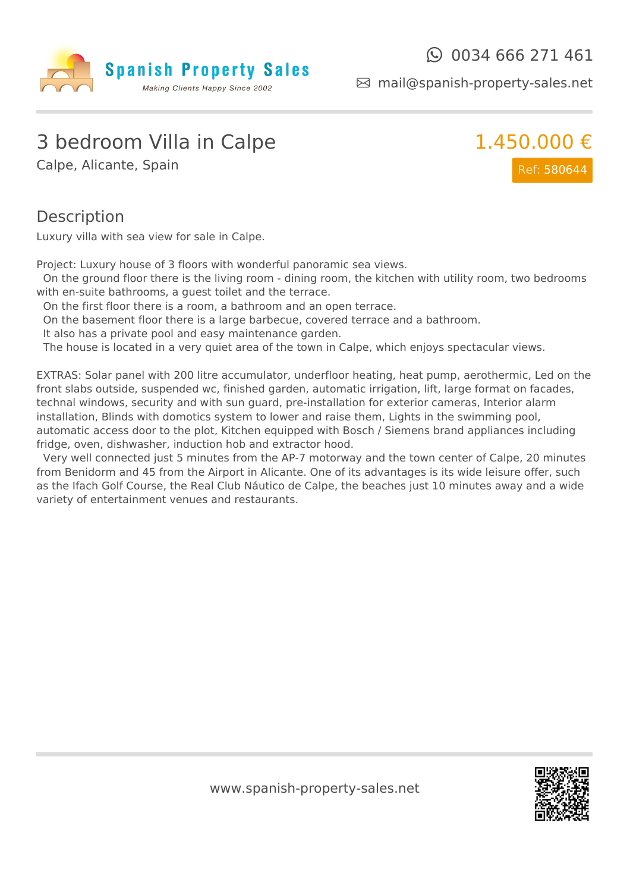Spanish Property Sales

Making Clients Happy Since 2002

0034 666 271 461

mail@spanish-property-sales.net

# 3 bedroom Villa in Calpe

Calpe, Alicante, Spain

1.450.000 €

Ref: 580644

## Description

Luxury villa with sea view for sale in Calpe.

Project: Luxury house of 3 floors with wonderful panoramic sea views.
On the ground floor there is the living room - dining room, the kitchen with utility room, two bedrooms with en-suite bathrooms, a guest toilet and the terrace.
On the first floor there is a room, a bathroom and an open terrace.
On the basement floor there is a large barbecue, covered terrace and a bathroom.
It also has a private pool and easy maintenance garden.
The house is located in a very quiet area of the town in Calpe, which enjoys spectacular views.

EXTRAS: Solar panel with 200 litre accumulator, underfloor heating, heat pump, aerothermic, Led on the front slabs outside, suspended wc, finished garden, automatic irrigation, lift, large format on facades, technal windows, security and with sun guard, pre-installation for exterior cameras, Interior alarm installation, Blinds with domotics system to lower and raise them, Lights in the swimming pool, automatic access door to the plot, Kitchen equipped with Bosch / Siemens brand appliances including fridge, oven, dishwasher, induction hob and extractor hood.
Very well connected just 5 minutes from the AP-7 motorway and the town center of Calpe, 20 minutes from Benidorm and 45 from the Airport in Alicante. One of its advantages is its wide leisure offer, such as the Ifach Golf Course, the Real Club Náutico de Calpe, the beaches just 10 minutes away and a wide variety of entertainment venues and restaurants.

www.spanish-property-sales.net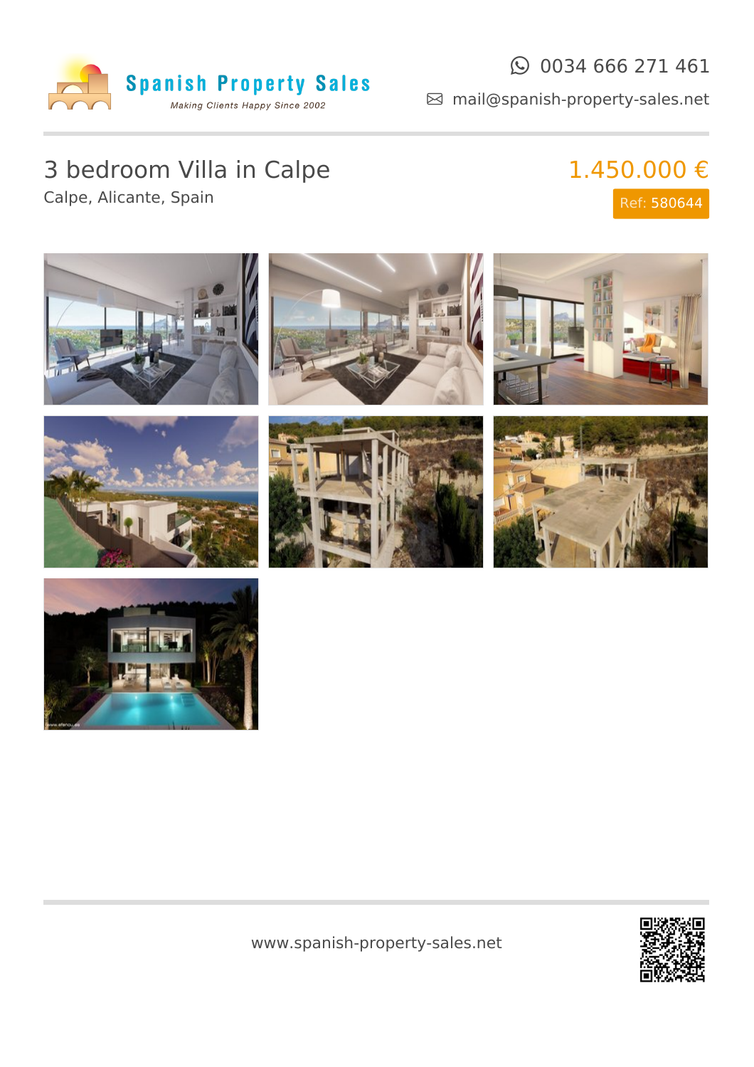Spanish Property Sales

*Making Clients Happy Since 2002*

0034 666 271 461

mail@spanish-property-sales.net

# 3 bedroom Villa in Calpe

Calpe, Alicante, Spain

1.450.000 €

Ref: 580644

www.spanish-property-sales.net